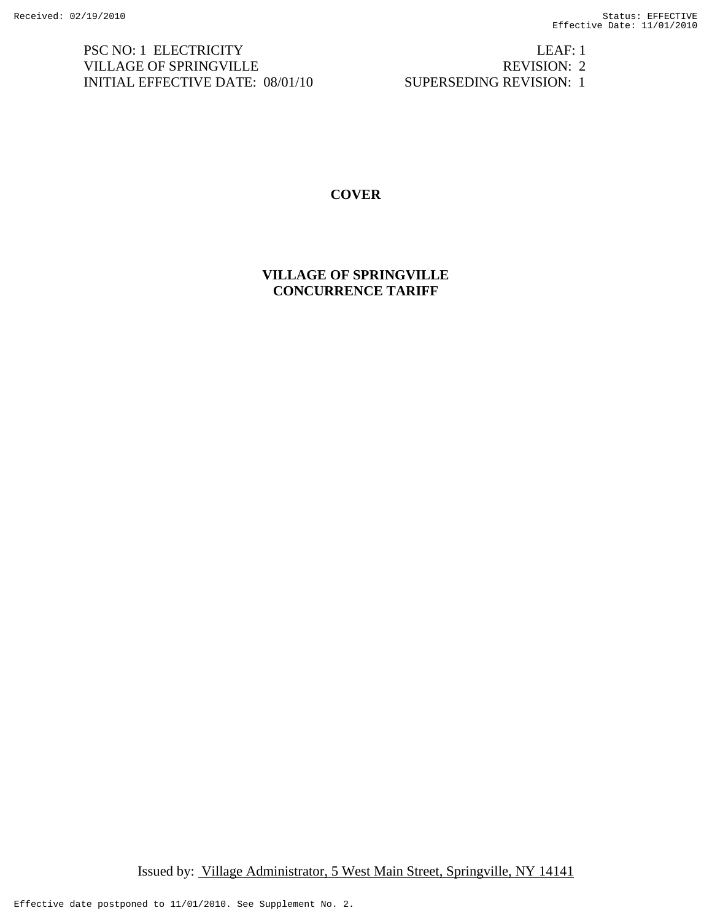PSC NO: 1 ELECTRICITY
VILLAGE OF SPRINGVILLE
INITIAL EFFECTIVE DATE: 08/01/10

LEAF: 1
REVISION: 2
SUPERSEDING REVISION: 1

# COVER

## VILLAGE OF SPRINGVILLE
## CONCURRENCE TARIFF

Issued by: Village Administrator, 5 West Main Street, Springville, NY 14141

Effective date postponed to 11/01/2010. See Supplement No. 2.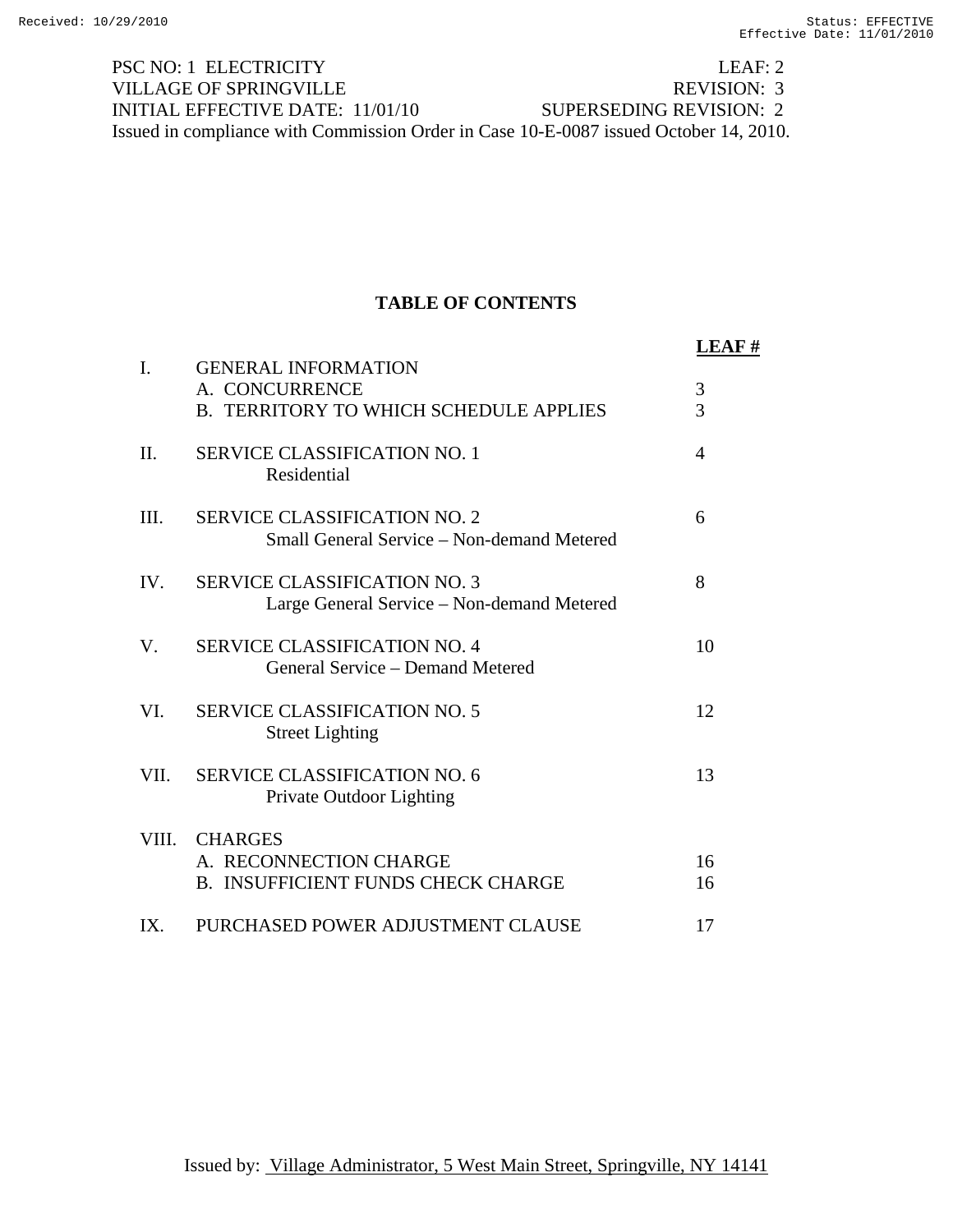PSC NO: 1 ELECTRICITY LEAF: 2
VILLAGE OF SPRINGVILLE REVISION: 3
INITIAL EFFECTIVE DATE: 11/01/10 SUPERSEDING REVISION: 2
Issued in compliance with Commission Order in Case 10-E-0087 issued October 14, 2010.

# TABLE OF CONTENTS

| | | LEAF # |
|---|---|---|
| I. | GENERAL INFORMATION | |
| | A. CONCURRENCE | 3 |
| | B. TERRITORY TO WHICH SCHEDULE APPLIES | 3 |
| II. | SERVICE CLASSIFICATION NO. 1<br>Residential | 4 |
| III. | SERVICE CLASSIFICATION NO. 2<br>Small General Service – Non-demand Metered | 6 |
| IV. | SERVICE CLASSIFICATION NO. 3<br>Large General Service – Non-demand Metered | 8 |
| V. | SERVICE CLASSIFICATION NO. 4<br>General Service – Demand Metered | 10 |
| VI. | SERVICE CLASSIFICATION NO. 5<br>Street Lighting | 12 |
| VII. | SERVICE CLASSIFICATION NO. 6<br>Private Outdoor Lighting | 13 |
| VIII. | CHARGES | |
| | A. RECONNECTION CHARGE | 16 |
| | B. INSUFFICIENT FUNDS CHECK CHARGE | 16 |
| IX. | PURCHASED POWER ADJUSTMENT CLAUSE | 17 |

Issued by: Village Administrator, 5 West Main Street, Springville, NY 14141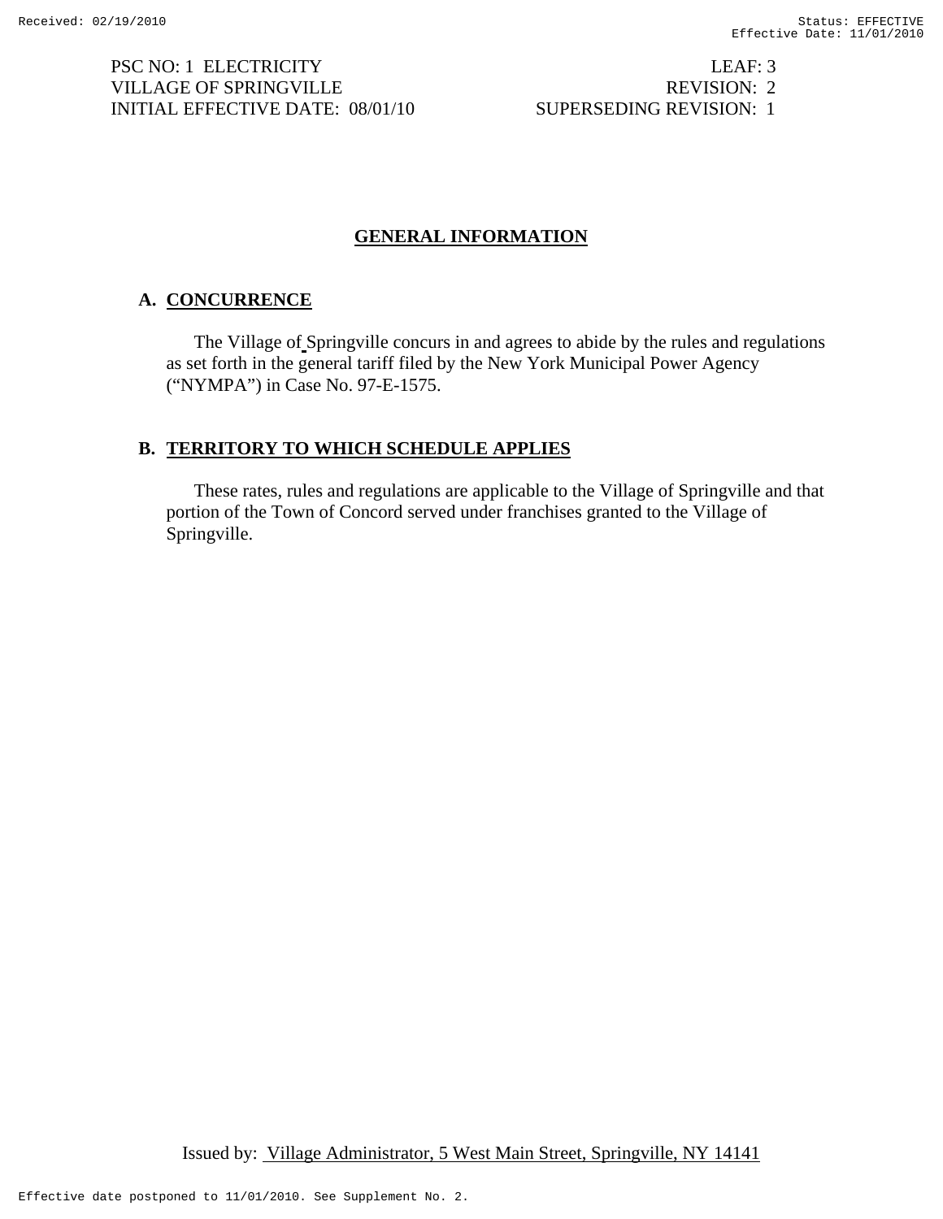PSC NO: 1 ELECTRICITY LEAF: 3
VILLAGE OF SPRINGVILLE REVISION: 2
INITIAL EFFECTIVE DATE: 08/01/10 SUPERSEDING REVISION: 1

# GENERAL INFORMATION

## A. CONCURRENCE

The Village of Springville concurs in and agrees to abide by the rules and regulations as set forth in the general tariff filed by the New York Municipal Power Agency ("NYMPA") in Case No. 97-E-1575.

## B. TERRITORY TO WHICH SCHEDULE APPLIES

These rates, rules and regulations are applicable to the Village of Springville and that portion of the Town of Concord served under franchises granted to the Village of Springville.

Issued by: Village Administrator, 5 West Main Street, Springville, NY 14141

Effective date postponed to 11/01/2010. See Supplement No. 2.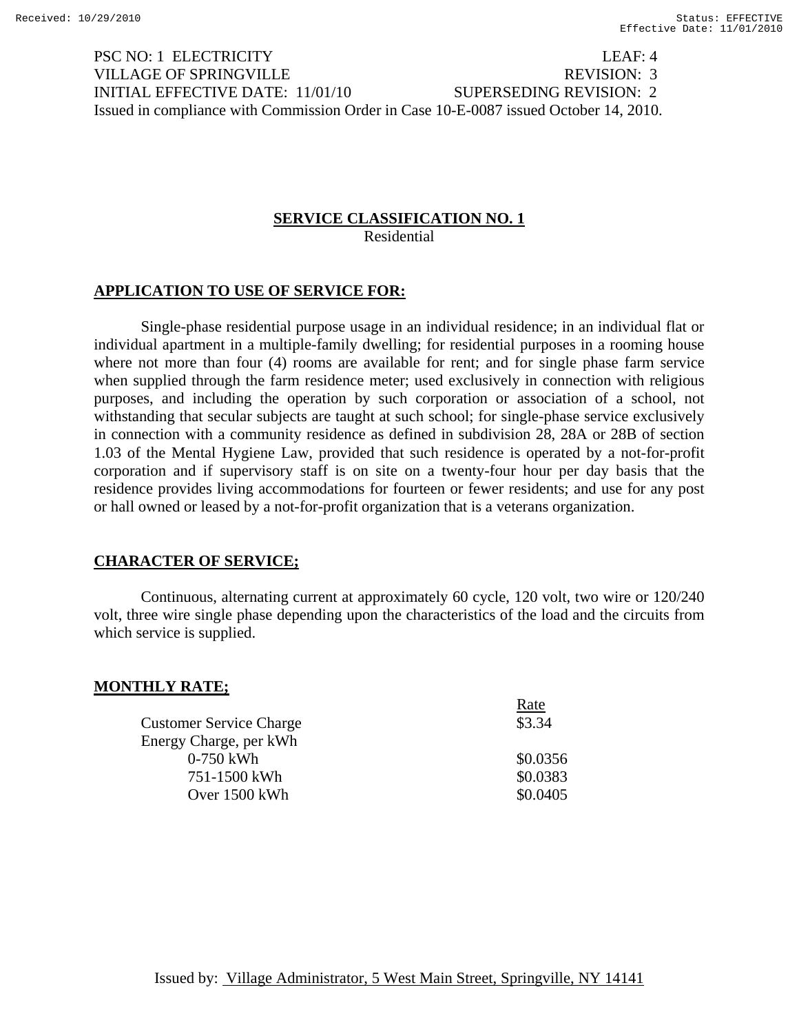PSC NO: 1 ELECTRICITY LEAF: 4
VILLAGE OF SPRINGVILLE REVISION: 3
INITIAL EFFECTIVE DATE: 11/01/10 SUPERSEDING REVISION: 2
Issued in compliance with Commission Order in Case 10-E-0087 issued October 14, 2010.

## SERVICE CLASSIFICATION NO. 1

Residential

### APPLICATION TO USE OF SERVICE FOR:

Single-phase residential purpose usage in an individual residence; in an individual flat or individual apartment in a multiple-family dwelling; for residential purposes in a rooming house where not more than four (4) rooms are available for rent; and for single phase farm service when supplied through the farm residence meter; used exclusively in connection with religious purposes, and including the operation by such corporation or association of a school, not withstanding that secular subjects are taught at such school; for single-phase service exclusively in connection with a community residence as defined in subdivision 28, 28A or 28B of section 1.03 of the Mental Hygiene Law, provided that such residence is operated by a not-for-profit corporation and if supervisory staff is on site on a twenty-four hour per day basis that the residence provides living accommodations for fourteen or fewer residents; and use for any post or hall owned or leased by a not-for-profit organization that is a veterans organization.

### CHARACTER OF SERVICE;

Continuous, alternating current at approximately 60 cycle, 120 volt, two wire or 120/240 volt, three wire single phase depending upon the characteristics of the load and the circuits from which service is supplied.

### MONTHLY RATE;

| | Rate |
|---|---|
| Customer Service Charge | $3.34 |
| Energy Charge, per kWh | |
| 0-750 kWh | $0.0356 |
| 751-1500 kWh | $0.0383 |
| Over 1500 kWh | $0.0405 |

Issued by: Village Administrator, 5 West Main Street, Springville, NY 14141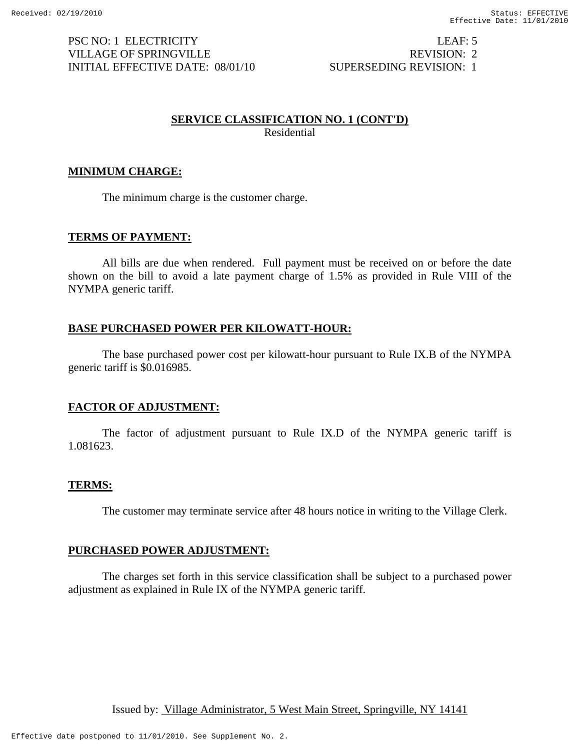PSC NO: 1 ELECTRICITY | LEAF: 5
VILLAGE OF SPRINGVILLE | REVISION: 2
INITIAL EFFECTIVE DATE: 08/01/10 | SUPERSEDING REVISION: 1

## SERVICE CLASSIFICATION NO. 1 (CONT'D)

Residential

### MINIMUM CHARGE:

The minimum charge is the customer charge.

### TERMS OF PAYMENT:

All bills are due when rendered. Full payment must be received on or before the date shown on the bill to avoid a late payment charge of 1.5% as provided in Rule VIII of the NYMPA generic tariff.

### BASE PURCHASED POWER PER KILOWATT-HOUR:

The base purchased power cost per kilowatt-hour pursuant to Rule IX.B of the NYMPA generic tariff is $0.016985.

### FACTOR OF ADJUSTMENT:

The factor of adjustment pursuant to Rule IX.D of the NYMPA generic tariff is 1.081623.

### TERMS:

The customer may terminate service after 48 hours notice in writing to the Village Clerk.

### PURCHASED POWER ADJUSTMENT:

The charges set forth in this service classification shall be subject to a purchased power adjustment as explained in Rule IX of the NYMPA generic tariff.

Issued by: Village Administrator, 5 West Main Street, Springville, NY 14141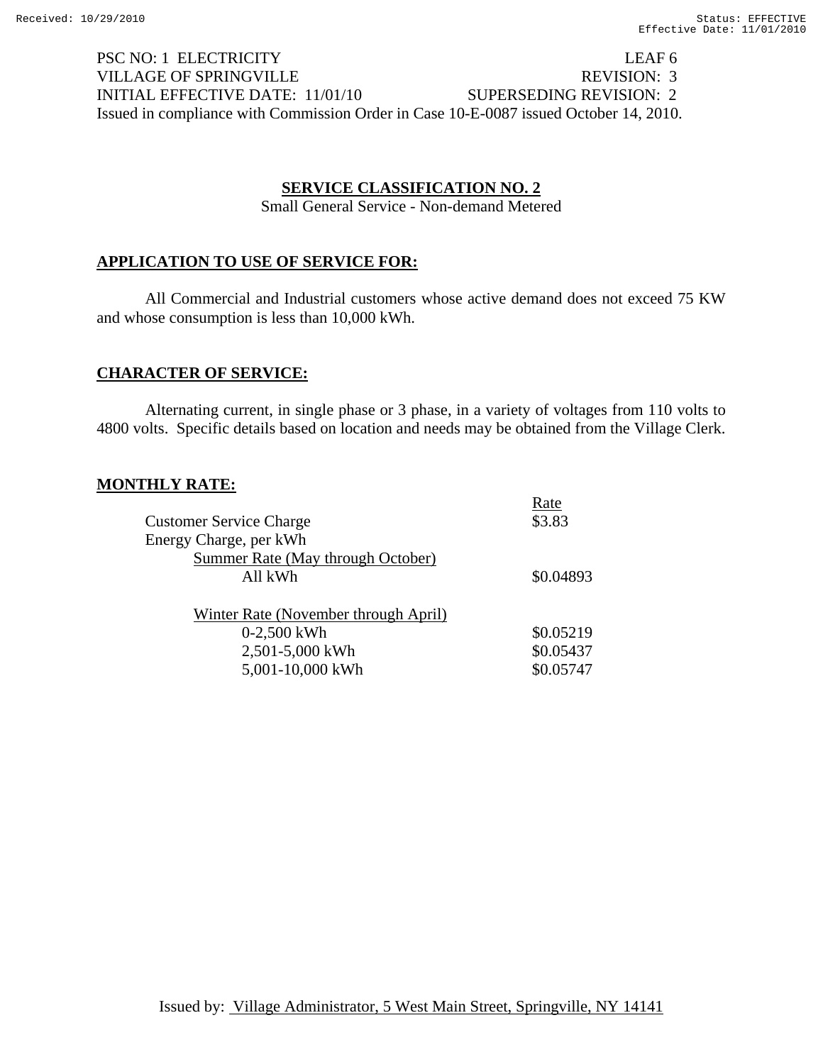PSC NO: 1 ELECTRICITY LEAF 6
VILLAGE OF SPRINGVILLE REVISION: 3
INITIAL EFFECTIVE DATE: 11/01/10 SUPERSEDING REVISION: 2
Issued in compliance with Commission Order in Case 10-E-0087 issued October 14, 2010.

## SERVICE CLASSIFICATION NO. 2

Small General Service - Non-demand Metered

### APPLICATION TO USE OF SERVICE FOR:

All Commercial and Industrial customers whose active demand does not exceed 75 KW and whose consumption is less than 10,000 kWh.

### CHARACTER OF SERVICE:

Alternating current, in single phase or 3 phase, in a variety of voltages from 110 volts to 4800 volts. Specific details based on location and needs may be obtained from the Village Clerk.

### MONTHLY RATE:

| | Rate |
|---|---|
| Customer Service Charge | $3.83 |
| Energy Charge, per kWh | |
| Summer Rate (May through October) | |
| All kWh | $0.04893 |
| | |
| Winter Rate (November through April) | |
| 0-2,500 kWh | $0.05219 |
| 2,501-5,000 kWh | $0.05437 |
| 5,001-10,000 kWh | $0.05747 |

Issued by: Village Administrator, 5 West Main Street, Springville, NY 14141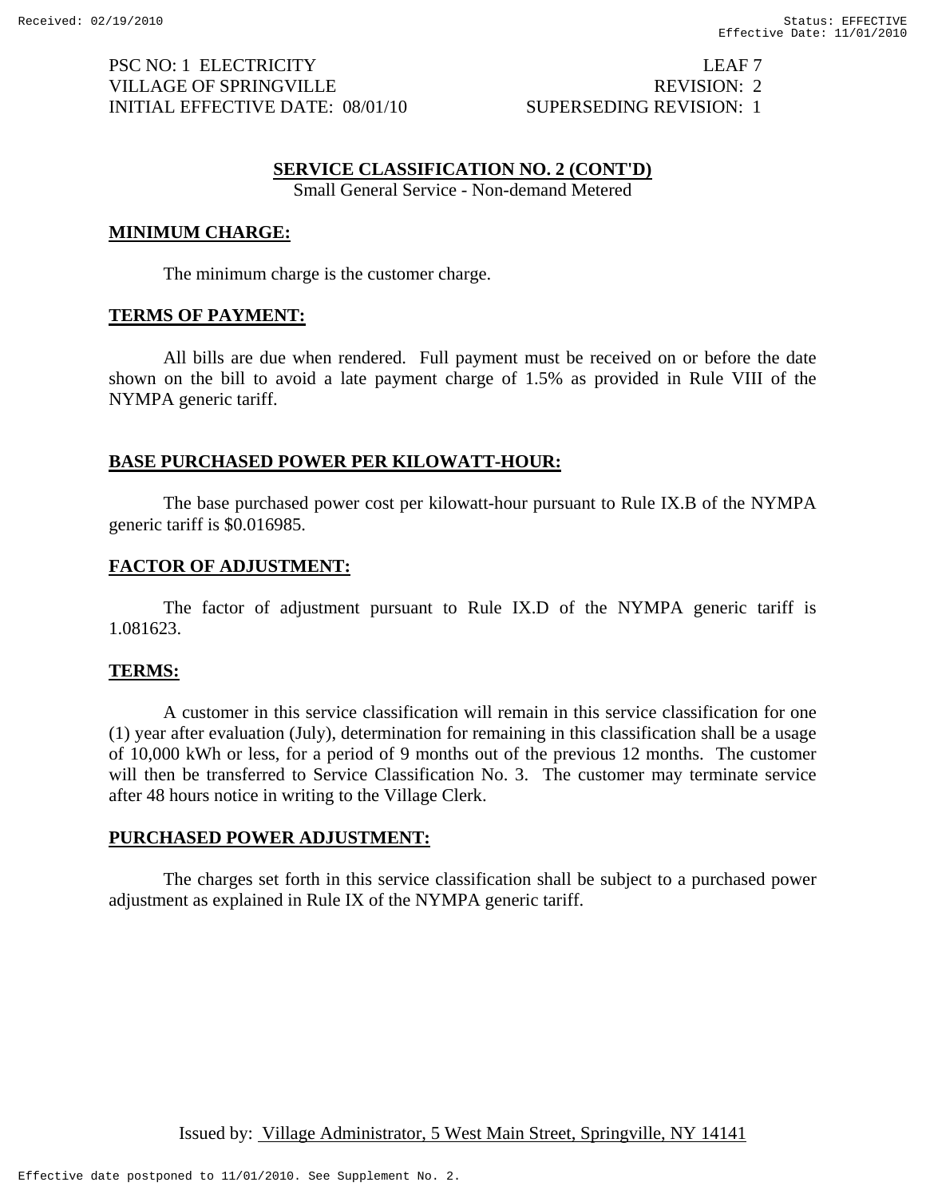PSC NO: 1 ELECTRICITY  LEAF 7
VILLAGE OF SPRINGVILLE  REVISION: 2
INITIAL EFFECTIVE DATE: 08/01/10  SUPERSEDING REVISION: 1

## SERVICE CLASSIFICATION NO. 2 (CONT'D)

Small General Service - Non-demand Metered

### MINIMUM CHARGE:

The minimum charge is the customer charge.

### TERMS OF PAYMENT:

All bills are due when rendered. Full payment must be received on or before the date shown on the bill to avoid a late payment charge of 1.5% as provided in Rule VIII of the NYMPA generic tariff.

### BASE PURCHASED POWER PER KILOWATT-HOUR:

The base purchased power cost per kilowatt-hour pursuant to Rule IX.B of the NYMPA generic tariff is $0.016985.

### FACTOR OF ADJUSTMENT:

The factor of adjustment pursuant to Rule IX.D of the NYMPA generic tariff is 1.081623.

### TERMS:

A customer in this service classification will remain in this service classification for one (1) year after evaluation (July), determination for remaining in this classification shall be a usage of 10,000 kWh or less, for a period of 9 months out of the previous 12 months. The customer will then be transferred to Service Classification No. 3. The customer may terminate service after 48 hours notice in writing to the Village Clerk.

### PURCHASED POWER ADJUSTMENT:

The charges set forth in this service classification shall be subject to a purchased power adjustment as explained in Rule IX of the NYMPA generic tariff.

Issued by: Village Administrator, 5 West Main Street, Springville, NY 14141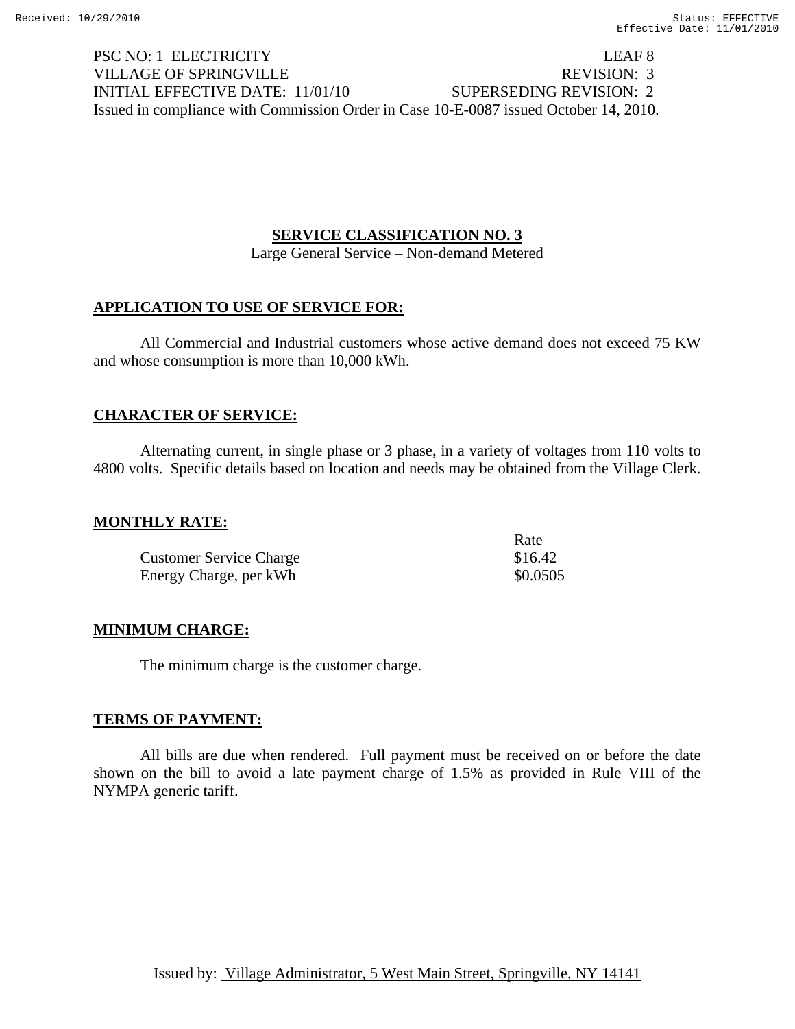PSC NO: 1 ELECTRICITY LEAF 8
VILLAGE OF SPRINGVILLE REVISION: 3
INITIAL EFFECTIVE DATE: 11/01/10 SUPERSEDING REVISION: 2
Issued in compliance with Commission Order in Case 10-E-0087 issued October 14, 2010.

## SERVICE CLASSIFICATION NO. 3

Large General Service – Non-demand Metered

### APPLICATION TO USE OF SERVICE FOR:

All Commercial and Industrial customers whose active demand does not exceed 75 KW and whose consumption is more than 10,000 kWh.

### CHARACTER OF SERVICE:

Alternating current, in single phase or 3 phase, in a variety of voltages from 110 volts to 4800 volts. Specific details based on location and needs may be obtained from the Village Clerk.

### MONTHLY RATE:

| | Rate |
|---|---|
| Customer Service Charge | $16.42 |
| Energy Charge, per kWh | $0.0505 |

### MINIMUM CHARGE:

The minimum charge is the customer charge.

### TERMS OF PAYMENT:

All bills are due when rendered. Full payment must be received on or before the date shown on the bill to avoid a late payment charge of 1.5% as provided in Rule VIII of the NYMPA generic tariff.

Issued by: Village Administrator, 5 West Main Street, Springville, NY 14141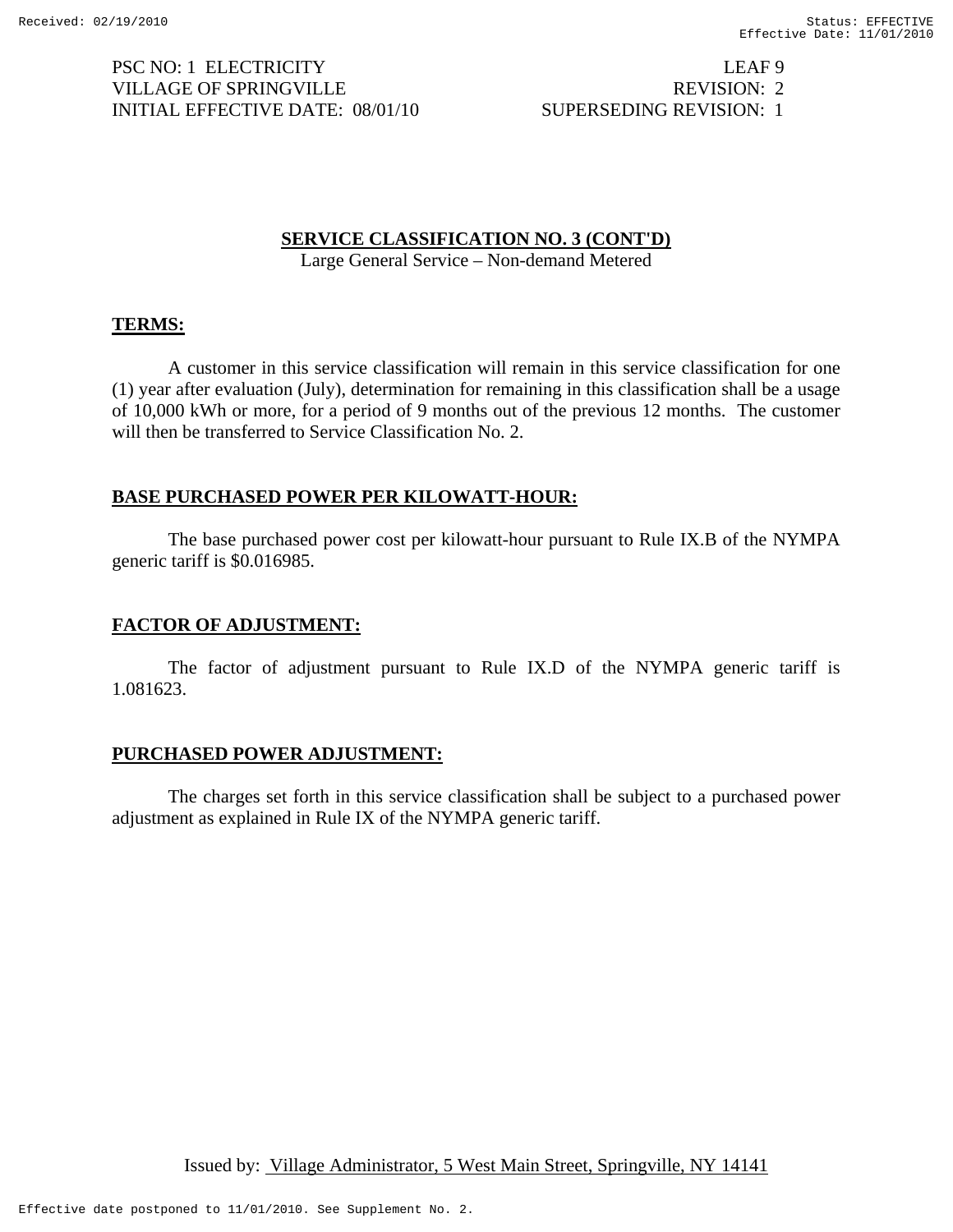## SERVICE CLASSIFICATION NO. 3 (CONT'D)

Large General Service – Non-demand Metered

### TERMS:

A customer in this service classification will remain in this service classification for one (1) year after evaluation (July), determination for remaining in this classification shall be a usage of 10,000 kWh or more, for a period of 9 months out of the previous 12 months. The customer will then be transferred to Service Classification No. 2.

### BASE PURCHASED POWER PER KILOWATT-HOUR:

The base purchased power cost per kilowatt-hour pursuant to Rule IX.B of the NYMPA generic tariff is $0.016985.

### FACTOR OF ADJUSTMENT:

The factor of adjustment pursuant to Rule IX.D of the NYMPA generic tariff is 1.081623.

### PURCHASED POWER ADJUSTMENT:

The charges set forth in this service classification shall be subject to a purchased power adjustment as explained in Rule IX of the NYMPA generic tariff.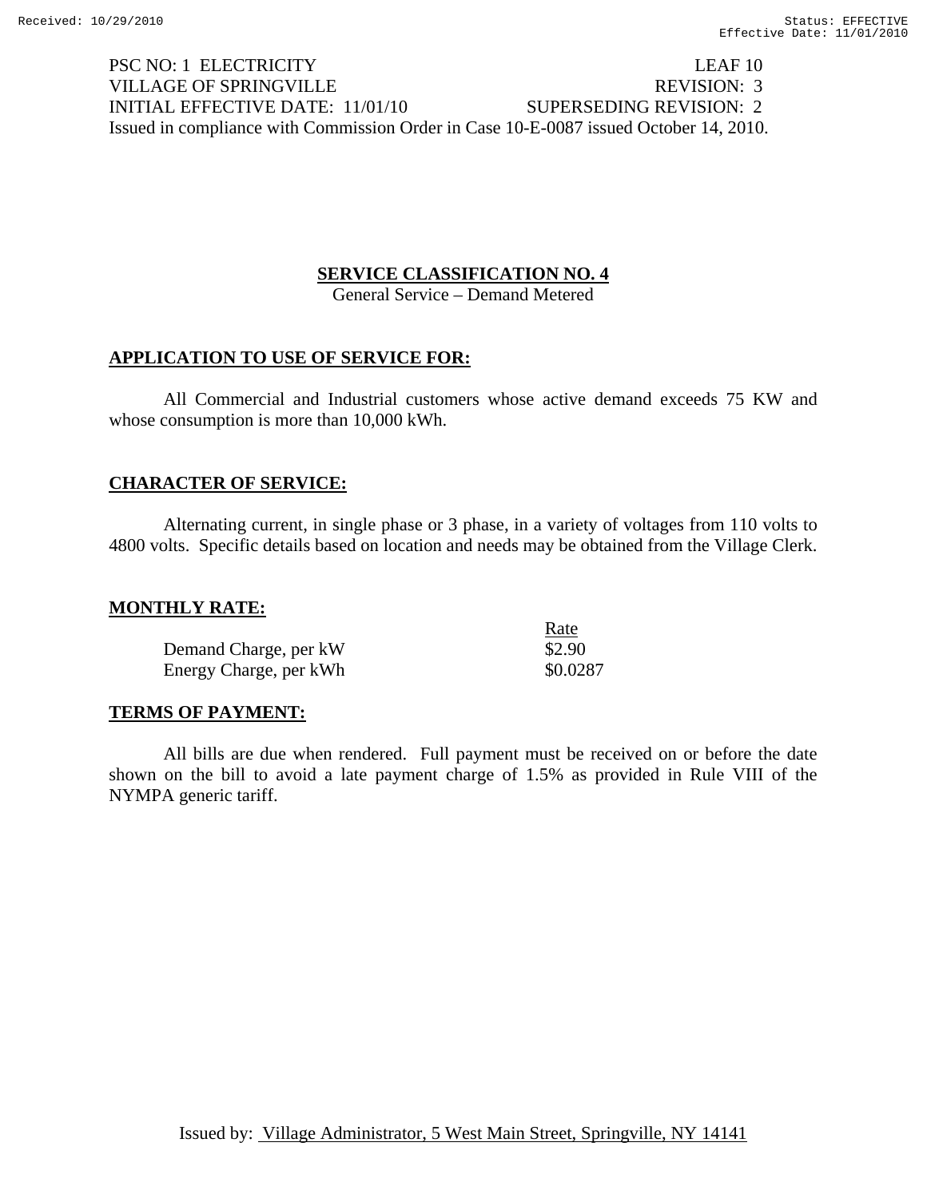PSC NO: 1 ELECTRICITY LEAF 10
VILLAGE OF SPRINGVILLE REVISION: 3
INITIAL EFFECTIVE DATE: 11/01/10 SUPERSEDING REVISION: 2
Issued in compliance with Commission Order in Case 10-E-0087 issued October 14, 2010.

## SERVICE CLASSIFICATION NO. 4

General Service – Demand Metered

### APPLICATION TO USE OF SERVICE FOR:

All Commercial and Industrial customers whose active demand exceeds 75 KW and whose consumption is more than 10,000 kWh.

### CHARACTER OF SERVICE:

Alternating current, in single phase or 3 phase, in a variety of voltages from 110 volts to 4800 volts. Specific details based on location and needs may be obtained from the Village Clerk.

### MONTHLY RATE:

| | Rate |
|---|---|
| Demand Charge, per kW | $2.90 |
| Energy Charge, per kWh | $0.0287 |

### TERMS OF PAYMENT:

All bills are due when rendered. Full payment must be received on or before the date shown on the bill to avoid a late payment charge of 1.5% as provided in Rule VIII of the NYMPA generic tariff.

Issued by: Village Administrator, 5 West Main Street, Springville, NY 14141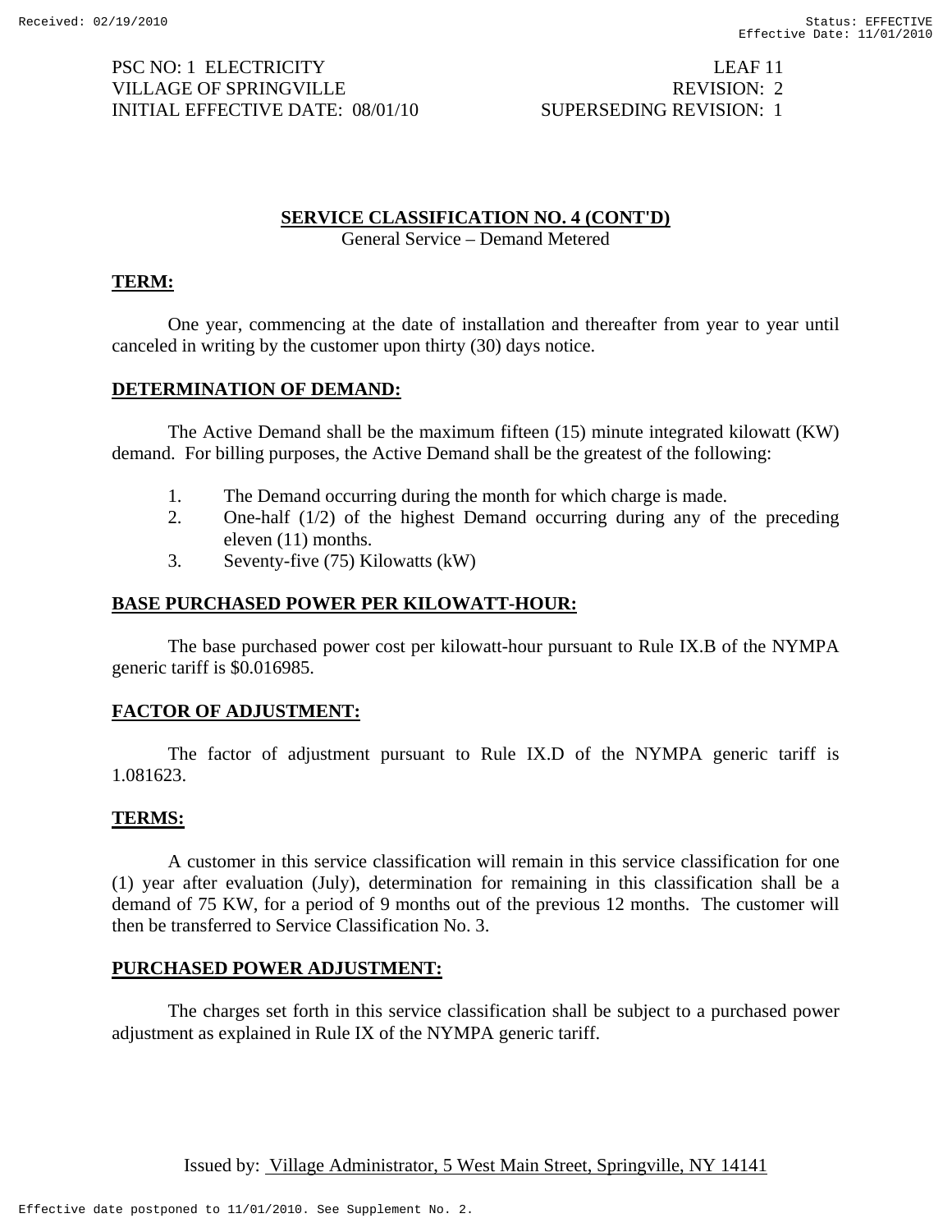PSC NO: 1 ELECTRICITY LEAF 11
VILLAGE OF SPRINGVILLE REVISION: 2
INITIAL EFFECTIVE DATE: 08/01/10 SUPERSEDING REVISION: 1

## SERVICE CLASSIFICATION NO. 4 (CONT'D)

General Service – Demand Metered

**TERM:**

One year, commencing at the date of installation and thereafter from year to year until canceled in writing by the customer upon thirty (30) days notice.

**DETERMINATION OF DEMAND:**

The Active Demand shall be the maximum fifteen (15) minute integrated kilowatt (KW) demand. For billing purposes, the Active Demand shall be the greatest of the following:

1. The Demand occurring during the month for which charge is made.
2. One-half (1/2) of the highest Demand occurring during any of the preceding eleven (11) months.
3. Seventy-five (75) Kilowatts (kW)

**BASE PURCHASED POWER PER KILOWATT-HOUR:**

The base purchased power cost per kilowatt-hour pursuant to Rule IX.B of the NYMPA generic tariff is $0.016985.

**FACTOR OF ADJUSTMENT:**

The factor of adjustment pursuant to Rule IX.D of the NYMPA generic tariff is 1.081623.

**TERMS:**

A customer in this service classification will remain in this service classification for one (1) year after evaluation (July), determination for remaining in this classification shall be a demand of 75 KW, for a period of 9 months out of the previous 12 months. The customer will then be transferred to Service Classification No. 3.

**PURCHASED POWER ADJUSTMENT:**

The charges set forth in this service classification shall be subject to a purchased power adjustment as explained in Rule IX of the NYMPA generic tariff.

Issued by: Village Administrator, 5 West Main Street, Springville, NY 14141

Effective date postponed to 11/01/2010. See Supplement No. 2.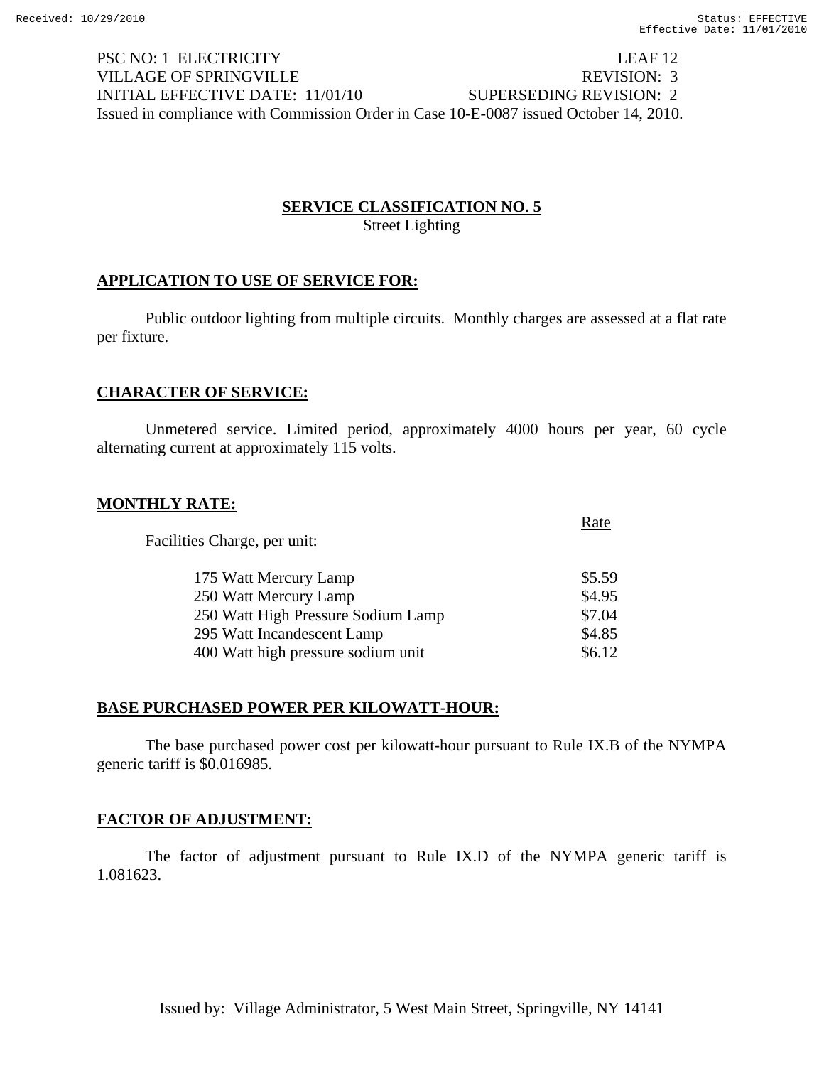PSC NO: 1 ELECTRICITY LEAF 12
VILLAGE OF SPRINGVILLE REVISION: 3
INITIAL EFFECTIVE DATE: 11/01/10 SUPERSEDING REVISION: 2
Issued in compliance with Commission Order in Case 10-E-0087 issued October 14, 2010.

## SERVICE CLASSIFICATION NO. 5
Street Lighting

### APPLICATION TO USE OF SERVICE FOR:

Public outdoor lighting from multiple circuits. Monthly charges are assessed at a flat rate per fixture.

### CHARACTER OF SERVICE:

Unmetered service. Limited period, approximately 4000 hours per year, 60 cycle alternating current at approximately 115 volts.

### MONTHLY RATE:

| | Rate |
|---|---|
| Facilities Charge, per unit: | |
| 175 Watt Mercury Lamp | \$5.59 |
| 250 Watt Mercury Lamp | \$4.95 |
| 250 Watt High Pressure Sodium Lamp | \$7.04 |
| 295 Watt Incandescent Lamp | \$4.85 |
| 400 Watt high pressure sodium unit | \$6.12 |

### BASE PURCHASED POWER PER KILOWATT-HOUR:

The base purchased power cost per kilowatt-hour pursuant to Rule IX.B of the NYMPA generic tariff is \$0.016985.

### FACTOR OF ADJUSTMENT:

The factor of adjustment pursuant to Rule IX.D of the NYMPA generic tariff is 1.081623.

Issued by: Village Administrator, 5 West Main Street, Springville, NY 14141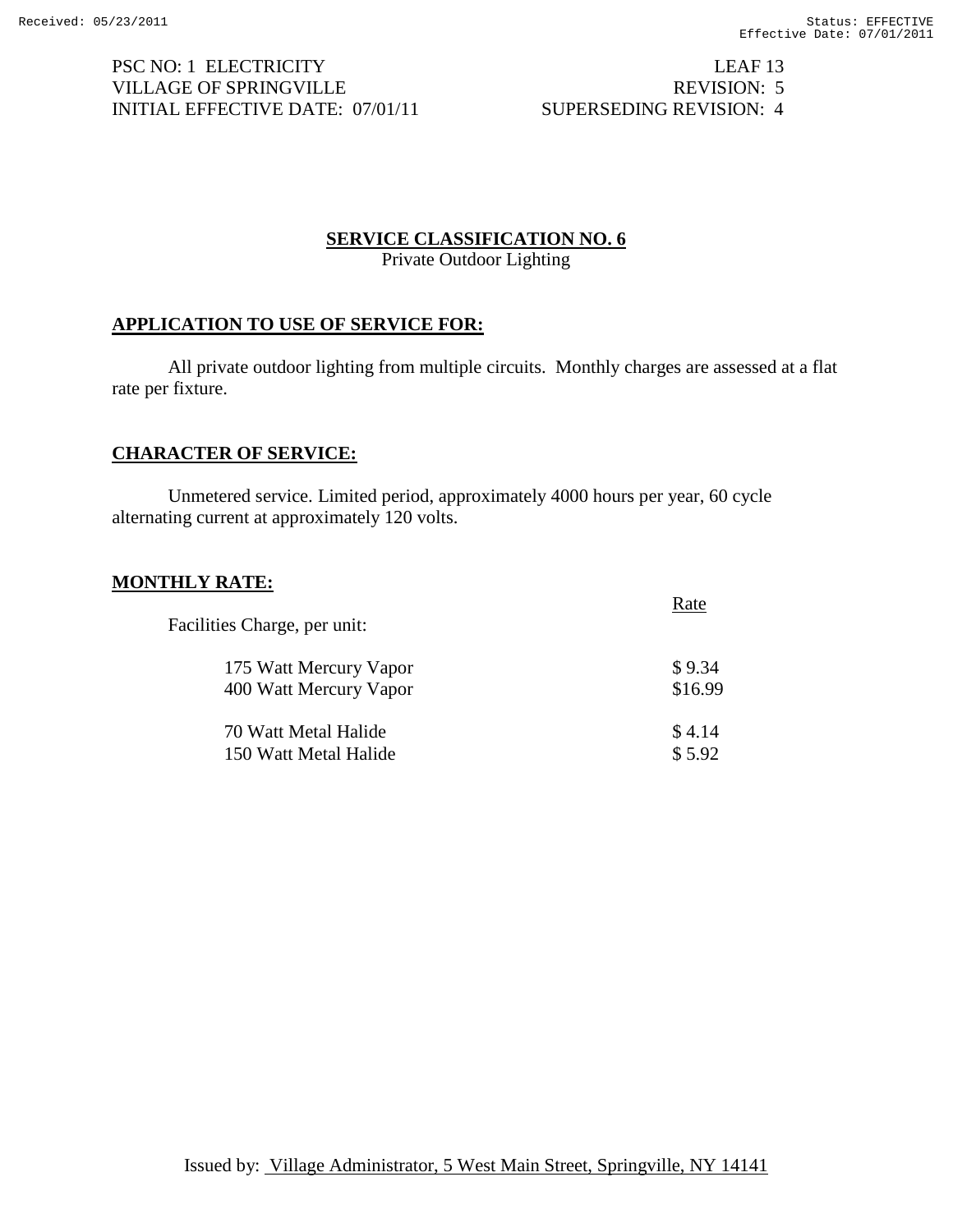PSC NO: 1 ELECTRICITY  
VILLAGE OF SPRINGVILLE  
INITIAL EFFECTIVE DATE: 07/01/11

LEAF 13  
REVISION: 5  
SUPERSEDING REVISION: 4

## SERVICE CLASSIFICATION NO. 6

Private Outdoor Lighting

### APPLICATION TO USE OF SERVICE FOR:

All private outdoor lighting from multiple circuits. Monthly charges are assessed at a flat rate per fixture.

### CHARACTER OF SERVICE:

Unmetered service. Limited period, approximately 4000 hours per year, 60 cycle alternating current at approximately 120 volts.

### MONTHLY RATE:

| Facilities Charge, per unit: | Rate |
|---|---|
| 175 Watt Mercury Vapor | $ 9.34 |
| 400 Watt Mercury Vapor | $16.99 |
| 70 Watt Metal Halide | $ 4.14 |
| 150 Watt Metal Halide | $ 5.92 |

Issued by: Village Administrator, 5 West Main Street, Springville, NY 14141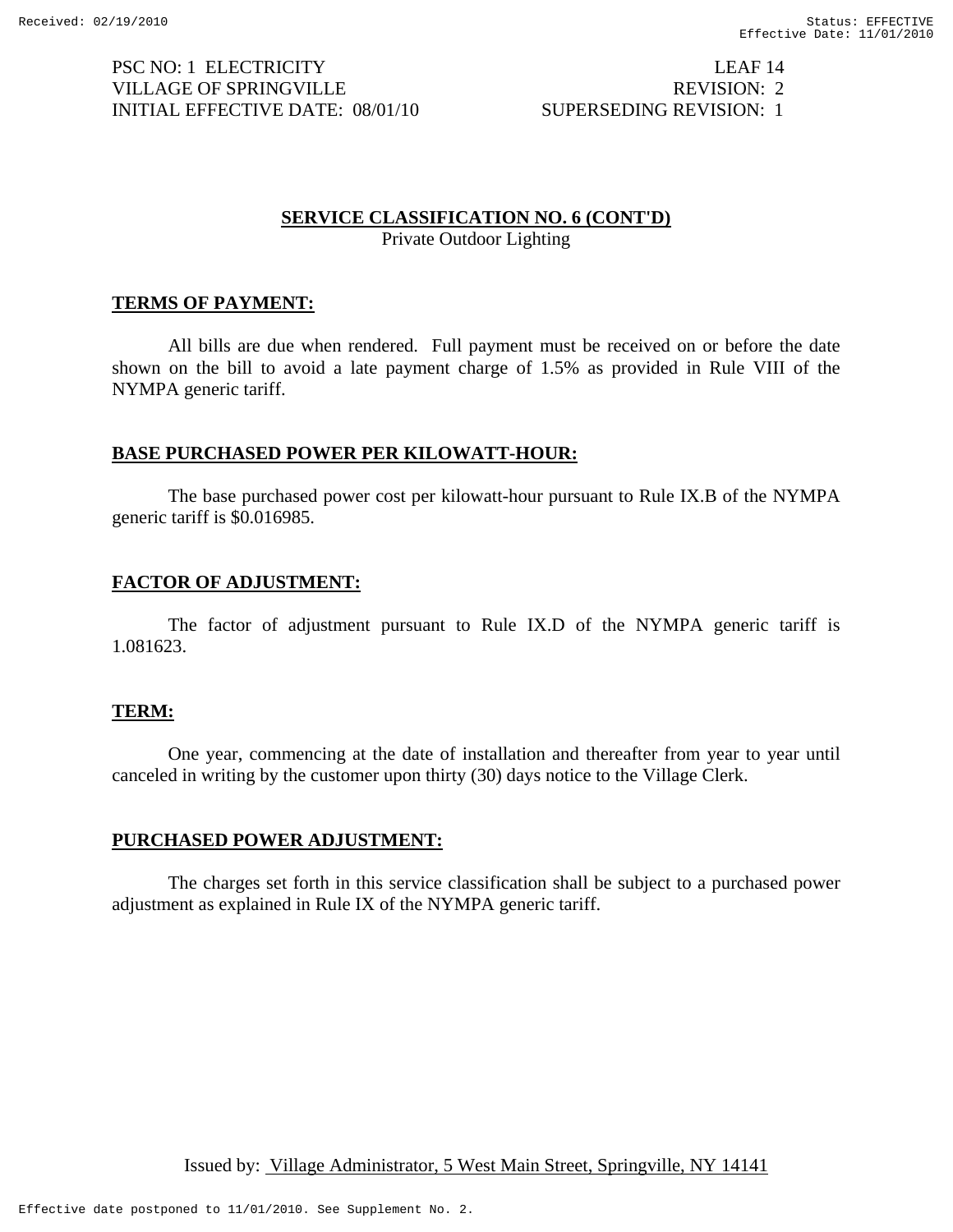PSC NO: 1 ELECTRICITY  LEAF 14
VILLAGE OF SPRINGVILLE  REVISION: 2
INITIAL EFFECTIVE DATE: 08/01/10  SUPERSEDING REVISION: 1

## SERVICE CLASSIFICATION NO. 6 (CONT'D)

Private Outdoor Lighting

### TERMS OF PAYMENT:

All bills are due when rendered. Full payment must be received on or before the date shown on the bill to avoid a late payment charge of 1.5% as provided in Rule VIII of the NYMPA generic tariff.

### BASE PURCHASED POWER PER KILOWATT-HOUR:

The base purchased power cost per kilowatt-hour pursuant to Rule IX.B of the NYMPA generic tariff is $0.016985.

### FACTOR OF ADJUSTMENT:

The factor of adjustment pursuant to Rule IX.D of the NYMPA generic tariff is 1.081623.

### TERM:

One year, commencing at the date of installation and thereafter from year to year until canceled in writing by the customer upon thirty (30) days notice to the Village Clerk.

### PURCHASED POWER ADJUSTMENT:

The charges set forth in this service classification shall be subject to a purchased power adjustment as explained in Rule IX of the NYMPA generic tariff.

Issued by: Village Administrator, 5 West Main Street, Springville, NY 14141

Effective date postponed to 11/01/2010. See Supplement No. 2.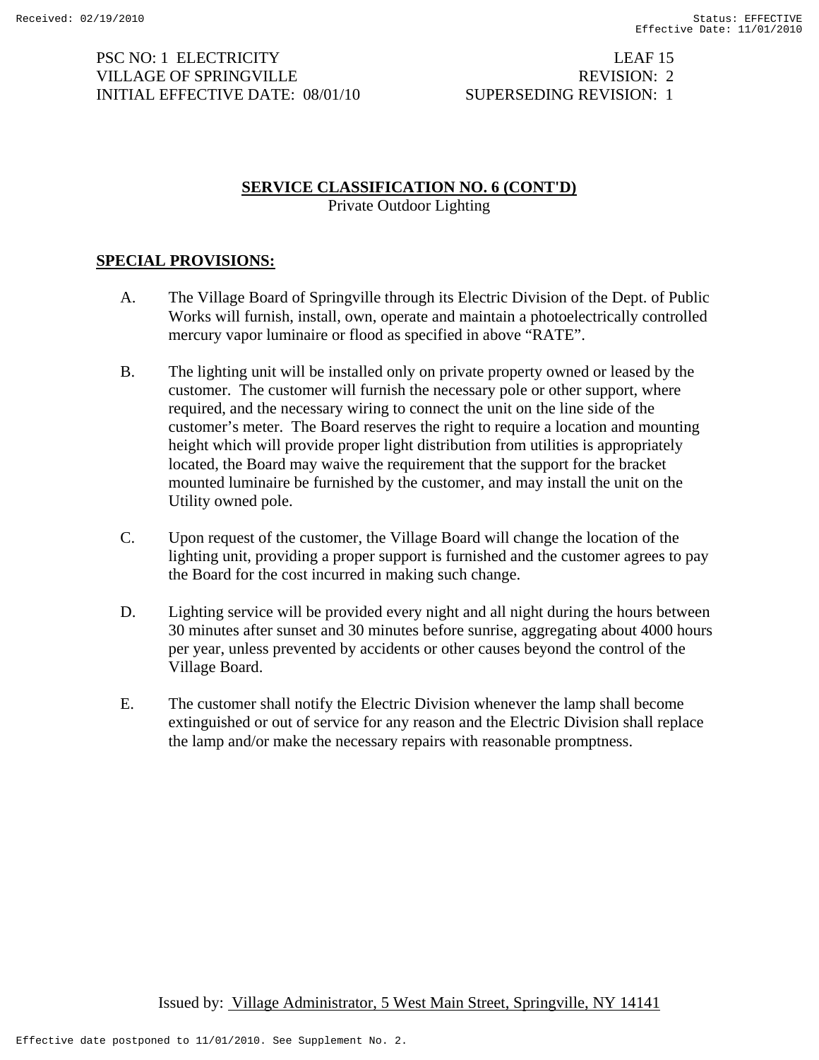PSC NO: 1 ELECTRICITY LEAF 15
VILLAGE OF SPRINGVILLE REVISION: 2
INITIAL EFFECTIVE DATE: 08/01/10 SUPERSEDING REVISION: 1

## SERVICE CLASSIFICATION NO. 6 (CONT'D)

Private Outdoor Lighting

### SPECIAL PROVISIONS:

A. The Village Board of Springville through its Electric Division of the Dept. of Public Works will furnish, install, own, operate and maintain a photoelectrically controlled mercury vapor luminaire or flood as specified in above "RATE".

B. The lighting unit will be installed only on private property owned or leased by the customer. The customer will furnish the necessary pole or other support, where required, and the necessary wiring to connect the unit on the line side of the customer's meter. The Board reserves the right to require a location and mounting height which will provide proper light distribution from utilities is appropriately located, the Board may waive the requirement that the support for the bracket mounted luminaire be furnished by the customer, and may install the unit on the Utility owned pole.

C. Upon request of the customer, the Village Board will change the location of the lighting unit, providing a proper support is furnished and the customer agrees to pay the Board for the cost incurred in making such change.

D. Lighting service will be provided every night and all night during the hours between 30 minutes after sunset and 30 minutes before sunrise, aggregating about 4000 hours per year, unless prevented by accidents or other causes beyond the control of the Village Board.

E. The customer shall notify the Electric Division whenever the lamp shall become extinguished or out of service for any reason and the Electric Division shall replace the lamp and/or make the necessary repairs with reasonable promptness.

Issued by: Village Administrator, 5 West Main Street, Springville, NY 14141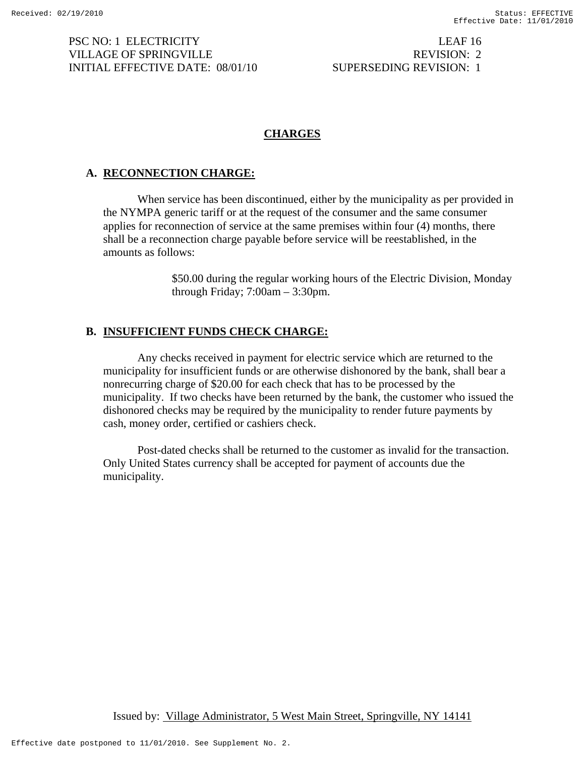PSC NO: 1 ELECTRICITY — LEAF 16
VILLAGE OF SPRINGVILLE — REVISION: 2
INITIAL EFFECTIVE DATE: 08/01/10 — SUPERSEDING REVISION: 1

# CHARGES

## A. RECONNECTION CHARGE:

When service has been discontinued, either by the municipality as per provided in the NYMPA generic tariff or at the request of the consumer and the same consumer applies for reconnection of service at the same premises within four (4) months, there shall be a reconnection charge payable before service will be reestablished, in the amounts as follows:

> $50.00 during the regular working hours of the Electric Division, Monday through Friday; 7:00am – 3:30pm.

## B. INSUFFICIENT FUNDS CHECK CHARGE:

Any checks received in payment for electric service which are returned to the municipality for insufficient funds or are otherwise dishonored by the bank, shall bear a nonrecurring charge of $20.00 for each check that has to be processed by the municipality. If two checks have been returned by the bank, the customer who issued the dishonored checks may be required by the municipality to render future payments by cash, money order, certified or cashiers check.

Post-dated checks shall be returned to the customer as invalid for the transaction. Only United States currency shall be accepted for payment of accounts due the municipality.

Issued by: Village Administrator, 5 West Main Street, Springville, NY 14141

Effective date postponed to 11/01/2010. See Supplement No. 2.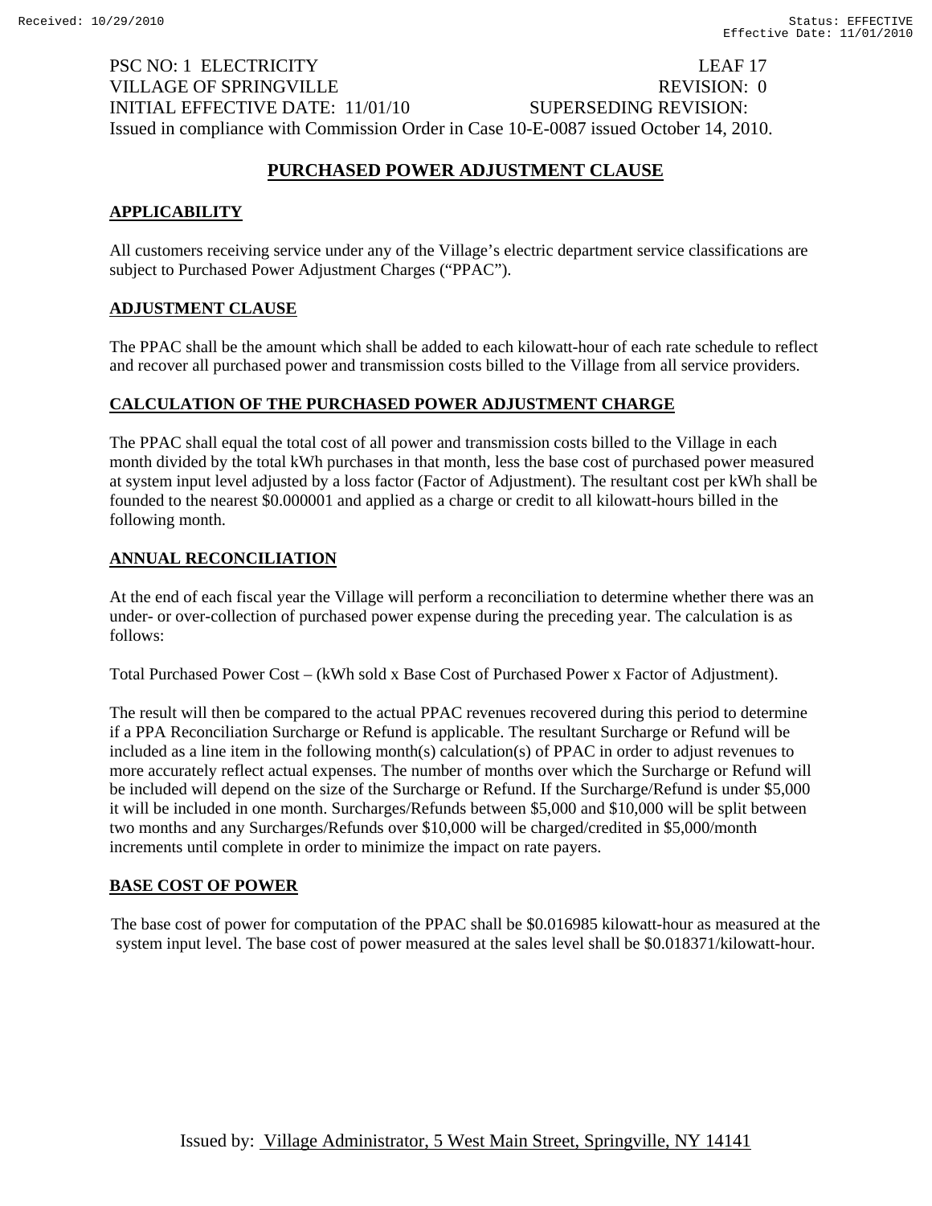PSC NO: 1 ELECTRICITY LEAF 17
VILLAGE OF SPRINGVILLE REVISION: 0
INITIAL EFFECTIVE DATE: 11/01/10 SUPERSEDING REVISION:
Issued in compliance with Commission Order in Case 10-E-0087 issued October 14, 2010.

# PURCHASED POWER ADJUSTMENT CLAUSE

## APPLICABILITY

All customers receiving service under any of the Village's electric department service classifications are subject to Purchased Power Adjustment Charges ("PPAC").

## ADJUSTMENT CLAUSE

The PPAC shall be the amount which shall be added to each kilowatt-hour of each rate schedule to reflect and recover all purchased power and transmission costs billed to the Village from all service providers.

## CALCULATION OF THE PURCHASED POWER ADJUSTMENT CHARGE

The PPAC shall equal the total cost of all power and transmission costs billed to the Village in each month divided by the total kWh purchases in that month, less the base cost of purchased power measured at system input level adjusted by a loss factor (Factor of Adjustment). The resultant cost per kWh shall be founded to the nearest $0.000001 and applied as a charge or credit to all kilowatt-hours billed in the following month.

## ANNUAL RECONCILIATION

At the end of each fiscal year the Village will perform a reconciliation to determine whether there was an under- or over-collection of purchased power expense during the preceding year. The calculation is as follows:

Total Purchased Power Cost – (kWh sold x Base Cost of Purchased Power x Factor of Adjustment).

The result will then be compared to the actual PPAC revenues recovered during this period to determine if a PPA Reconciliation Surcharge or Refund is applicable. The resultant Surcharge or Refund will be included as a line item in the following month(s) calculation(s) of PPAC in order to adjust revenues to more accurately reflect actual expenses. The number of months over which the Surcharge or Refund will be included will depend on the size of the Surcharge or Refund. If the Surcharge/Refund is under $5,000 it will be included in one month. Surcharges/Refunds between $5,000 and $10,000 will be split between two months and any Surcharges/Refunds over $10,000 will be charged/credited in $5,000/month increments until complete in order to minimize the impact on rate payers.

## BASE COST OF POWER

The base cost of power for computation of the PPAC shall be $0.016985 kilowatt-hour as measured at the system input level. The base cost of power measured at the sales level shall be $0.018371/kilowatt-hour.

Issued by: Village Administrator, 5 West Main Street, Springville, NY 14141